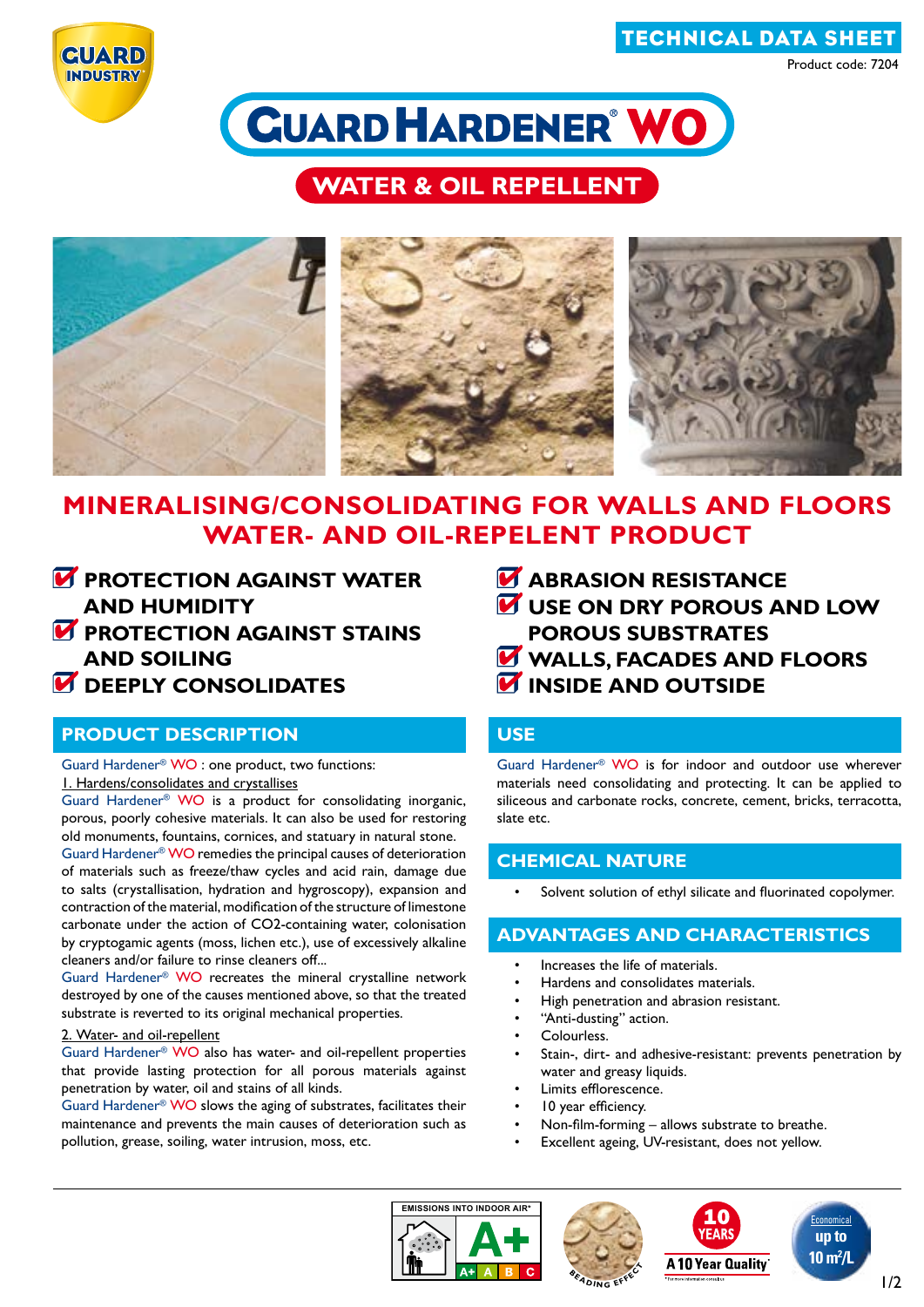TECHNICAL DATA SHEET

Product code: 7204

# GUARD HARDENER® WO

## WATER & OIL REPELLENT

## MINERALISING/CONSOLIDATING FOR WALLS AND FLOORS WATER- AND OIL-REPELENT PRODUCT

- **PROTECTION AGAINST WATER AND HUMIDITY**
- **PROTECTION AGAINST STAINS AND SOILING**
- **DEEPLY CONSOLIDATES**
- **ABRASION RESISTANCE**
- **USE ON DRY POROUS AND LOW POROUS SUBSTRATES**
- **WALLS, FACADES AND FLOORS**
- **INSIDE AND OUTSIDE**

## PRODUCT DESCRIPTION

Guard Hardener® WO : one product, two functions:

1. Hardens/consolidates and crystallises

Guard Hardener® WO is a product for consolidating inorganic, porous, poorly cohesive materials. It can also be used for restoring old monuments, fountains, cornices, and statuary in natural stone.

Guard Hardener® WO remedies the principal causes of deterioration of materials such as freeze/thaw cycles and acid rain, damage due to salts (crystallisation, hydration and hygroscopy), expansion and contraction of the material, modification of the structure of limestone carbonate under the action of CO2-containing water, colonisation by cryptogamic agents (moss, lichen etc.), use of excessively alkaline cleaners and/or failure to rinse cleaners off...

Guard Hardener® WO recreates the mineral crystalline network destroyed by one of the causes mentioned above, so that the treated substrate is reverted to its original mechanical properties.

2. Water- and oil-repellent

Guard Hardener® WO also has water- and oil-repellent properties that provide lasting protection for all porous materials against penetration by water, oil and stains of all kinds.

Guard Hardener® WO slows the aging of substrates, facilitates their maintenance and prevents the main causes of deterioration such as pollution, grease, soiling, water intrusion, moss, etc.

## USE

Guard Hardener® WO is for indoor and outdoor use wherever materials need consolidating and protecting. It can be applied to siliceous and carbonate rocks, concrete, cement, bricks, terracotta, slate etc.

## CHEMICAL NATURE

- Solvent solution of ethyl silicate and fluorinated copolymer.

## ADVANTAGES AND CHARACTERISTICS

- Increases the life of materials.
- Hardens and consolidates materials.
- High penetration and abrasion resistant.
- "Anti-dusting" action.
- Colourless.
- Stain-, dirt- and adhesive-resistant: prevents penetration by water and greasy liquids.
- Limits efflorescence.
- 10 year efficiency.
- Non-film-forming – allows substrate to breathe.
- Excellent ageing, UV-resistant, does not yellow.

EMISSIONS INTO INDOOR AIR* A+ | BEADING EFFECT | 10 YEARS A 10 Year Quality* | Economical up to 10 m²/L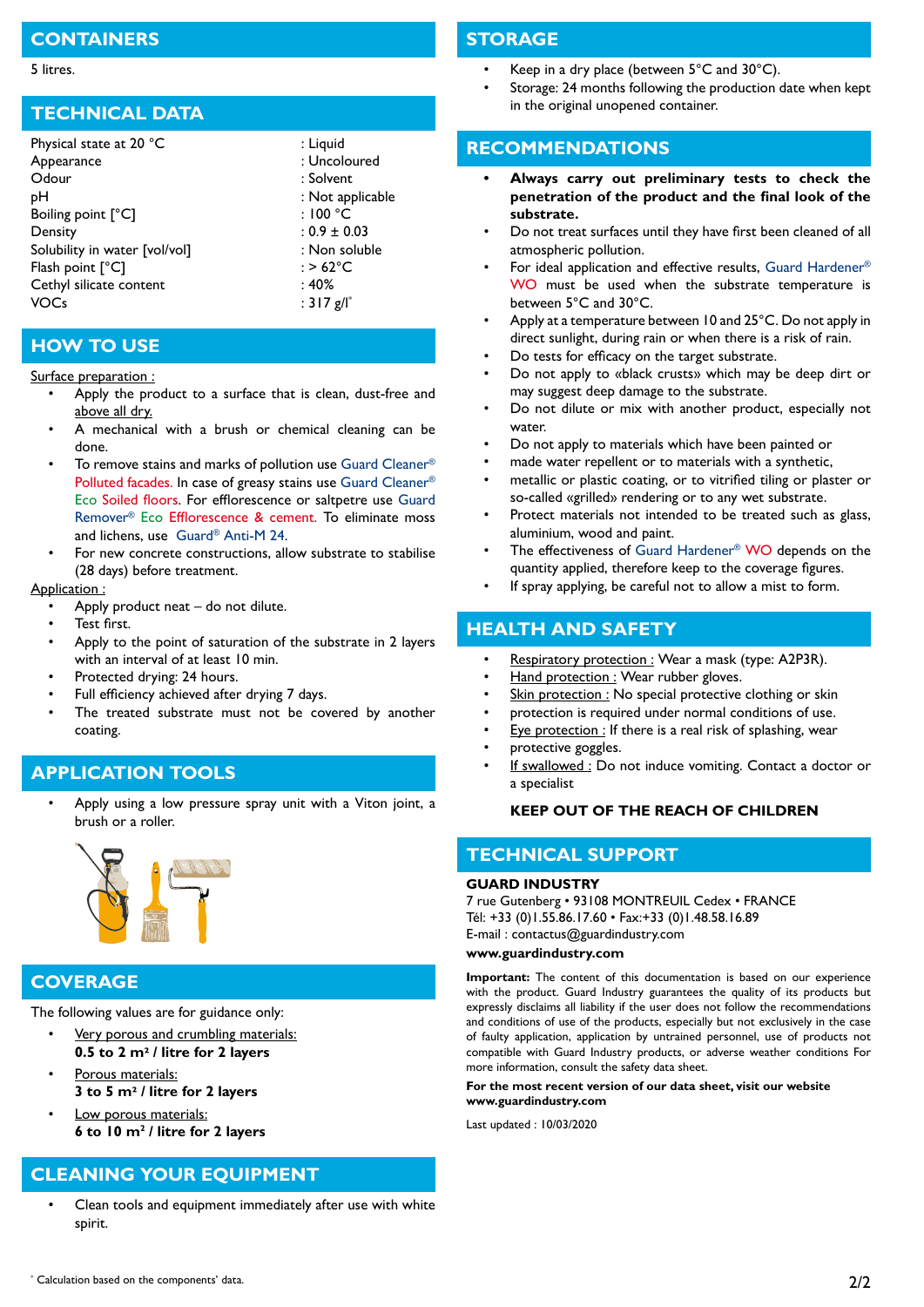## CONTAINERS

5 litres.

## TECHNICAL DATA

| | |
|---|---|
| Physical state at 20 °C | : Liquid |
| Appearance | : Uncoloured |
| Odour | : Solvent |
| pH | : Not applicable |
| Boiling point [°C] | : 100 °C |
| Density | : 0.9 ± 0.03 |
| Solubility in water [vol/vol] | : Non soluble |
| Flash point [°C] | : > 62°C |
| Cethyl silicate content | : 40% |
| VOCs | : 317 g/l* |

## HOW TO USE

Surface preparation :

- Apply the product to a surface that is clean, dust-free and above all dry.
- A mechanical with a brush or chemical cleaning can be done.
- To remove stains and marks of pollution use Guard Cleaner® Polluted facades. In case of greasy stains use Guard Cleaner® Eco Soiled floors. For efflorescence or saltpetre use Guard Remover® Eco Efflorescence & cement. To eliminate moss and lichens, use Guard® Anti-M 24.
- For new concrete constructions, allow substrate to stabilise (28 days) before treatment.

Application :

- Apply product neat – do not dilute.
- Test first.
- Apply to the point of saturation of the substrate in 2 layers with an interval of at least 10 min.
- Protected drying: 24 hours.
- Full efficiency achieved after drying 7 days.
- The treated substrate must not be covered by another coating.

## APPLICATION TOOLS

- Apply using a low pressure spray unit with a Viton joint, a brush or a roller.

## COVERAGE

The following values are for guidance only:

- Very porous and crumbling materials:
  **0.5 to 2 m² / litre for 2 layers**
- Porous materials:
  **3 to 5 m² / litre for 2 layers**
- Low porous materials:
  **6 to 10 m² / litre for 2 layers**

## CLEANING YOUR EQUIPMENT

- Clean tools and equipment immediately after use with white spirit.

## STORAGE

- Keep in a dry place (between 5°C and 30°C).
- Storage: 24 months following the production date when kept in the original unopened container.

## RECOMMENDATIONS

- **Always carry out preliminary tests to check the penetration of the product and the final look of the substrate.**
- Do not treat surfaces until they have first been cleaned of all atmospheric pollution.
- For ideal application and effective results, Guard Hardener® WO must be used when the substrate temperature is between 5°C and 30°C.
- Apply at a temperature between 10 and 25°C. Do not apply in direct sunlight, during rain or when there is a risk of rain.
- Do tests for efficacy on the target substrate.
- Do not apply to «black crusts» which may be deep dirt or may suggest deep damage to the substrate.
- Do not dilute or mix with another product, especially not water.
- Do not apply to materials which have been painted or made water repellent or to materials with a synthetic, metallic or plastic coating, or to vitrified tiling or plaster or so-called «grilled» rendering or to any wet substrate.
- Protect materials not intended to be treated such as glass, aluminium, wood and paint.
- The effectiveness of Guard Hardener® WO depends on the quantity applied, therefore keep to the coverage figures.
- If spray applying, be careful not to allow a mist to form.

## HEALTH AND SAFETY

- Respiratory protection : Wear a mask (type: A2P3R).
- Hand protection : Wear rubber gloves.
- Skin protection : No special protective clothing or skin protection is required under normal conditions of use.
- Eye protection : If there is a real risk of splashing, wear protective goggles.
- If swallowed : Do not induce vomiting. Contact a doctor or a specialist

**KEEP OUT OF THE REACH OF CHILDREN**

## TECHNICAL SUPPORT

**GUARD INDUSTRY**
7 rue Gutenberg • 93108 MONTREUIL Cedex • FRANCE
Tél: +33 (0)1.55.86.17.60 • Fax:+33 (0)1.48.58.16.89
E-mail : contactus@guardindustry.com

**www.guardindustry.com**

**Important:** The content of this documentation is based on our experience with the product. Guard Industry guarantees the quality of its products but expressly disclaims all liability if the user does not follow the recommendations and conditions of use of the products, especially but not exclusively in the case of faulty application, application by untrained personnel, use of products not compatible with Guard Industry products, or adverse weather conditions For more information, consult the safety data sheet.

**For the most recent version of our data sheet, visit our website www.guardindustry.com**

Last updated : 10/03/2020

* Calculation based on the components' data.